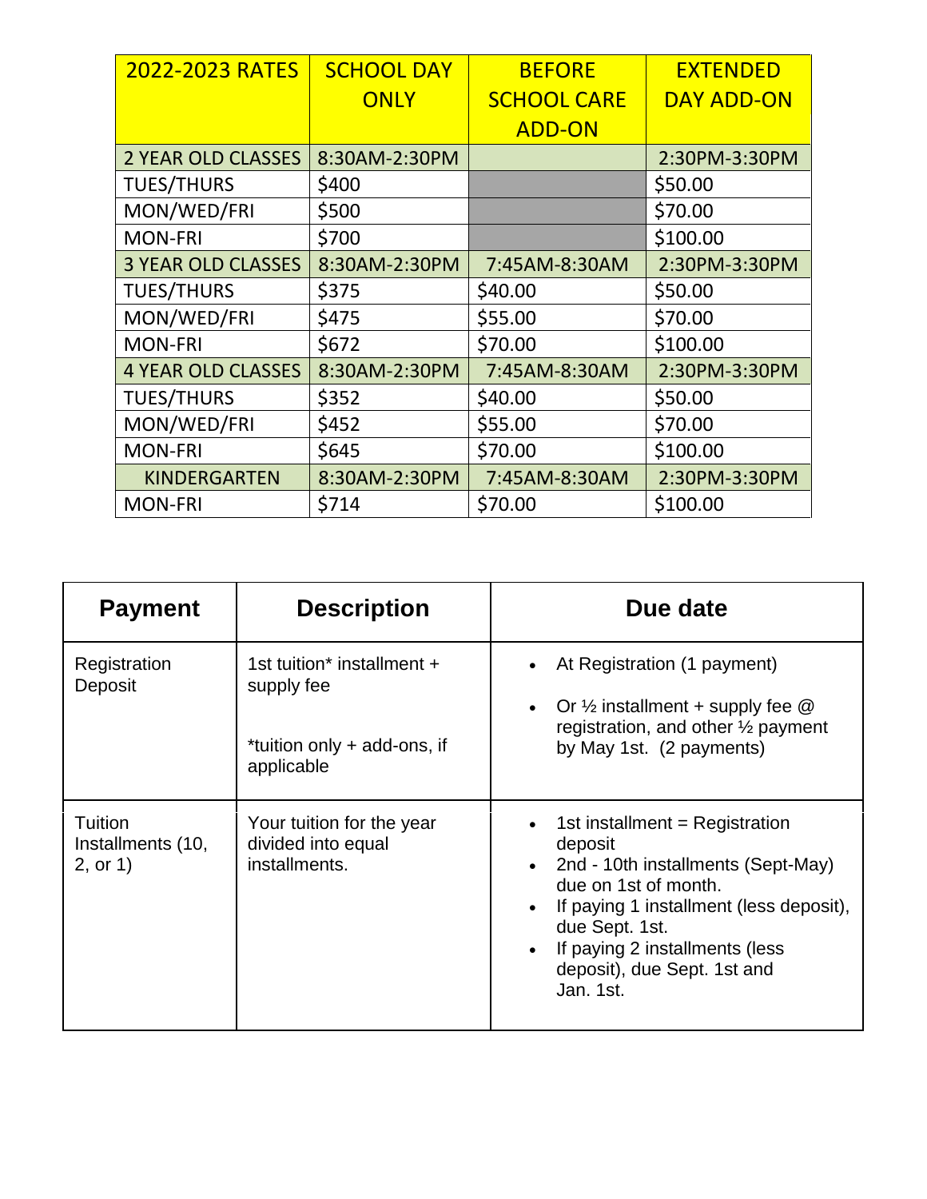| 2022-2023 RATES | SCHOOL DAY ONLY | BEFORE SCHOOL CARE ADD-ON | EXTENDED DAY ADD-ON |
|---|---|---|---|
| 2 YEAR OLD CLASSES | 8:30AM-2:30PM | | 2:30PM-3:30PM |
| TUES/THURS | $400 | | $50.00 |
| MON/WED/FRI | $500 | | $70.00 |
| MON-FRI | $700 | | $100.00 |
| 3 YEAR OLD CLASSES | 8:30AM-2:30PM | 7:45AM-8:30AM | 2:30PM-3:30PM |
| TUES/THURS | $375 | $40.00 | $50.00 |
| MON/WED/FRI | $475 | $55.00 | $70.00 |
| MON-FRI | $672 | $70.00 | $100.00 |
| 4 YEAR OLD CLASSES | 8:30AM-2:30PM | 7:45AM-8:30AM | 2:30PM-3:30PM |
| TUES/THURS | $352 | $40.00 | $50.00 |
| MON/WED/FRI | $452 | $55.00 | $70.00 |
| MON-FRI | $645 | $70.00 | $100.00 |
| KINDERGARTEN | 8:30AM-2:30PM | 7:45AM-8:30AM | 2:30PM-3:30PM |
| MON-FRI | $714 | $70.00 | $100.00 |

| Payment | Description | Due date |
|---|---|---|
| Registration Deposit | 1st tuition* installment + supply fee<br><br>*tuition only + add-ons, if applicable | • At Registration (1 payment)<br>• Or ½ installment + supply fee @ registration, and other ½ payment by May 1st. (2 payments) |
| Tuition Installments (10, 2, or 1) | Your tuition for the year divided into equal installments. | • 1st installment = Registration deposit<br>• 2nd - 10th installments (Sept-May) due on 1st of month.<br>• If paying 1 installment (less deposit), due Sept. 1st.<br>• If paying 2 installments (less deposit), due Sept. 1st and Jan. 1st. |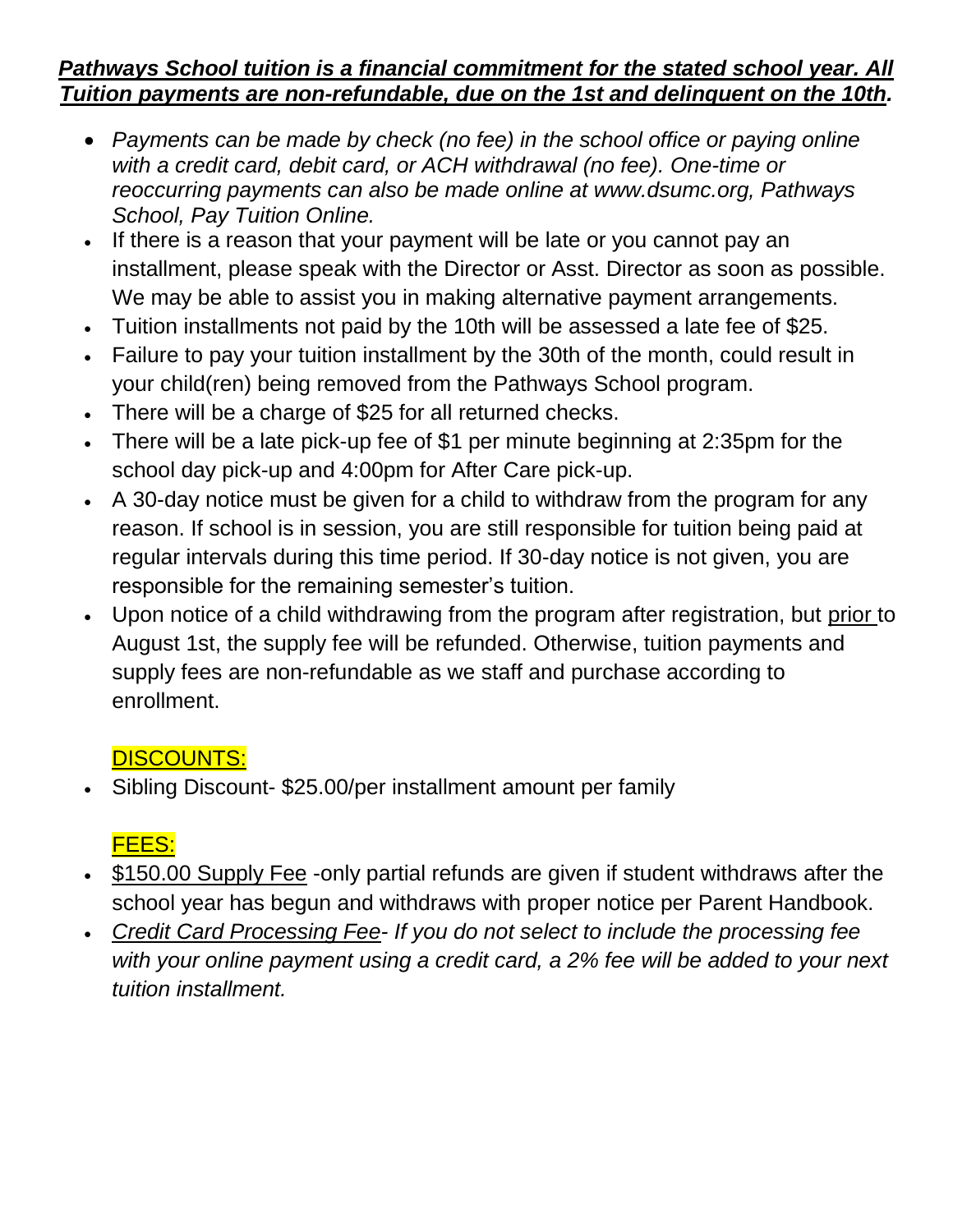***<u>Pathways School tuition is a financial commitment for the stated school year. All Tuition payments are non-refundable, due on the 1st and delinquent on the 10th</u>.***

- *Payments can be made by check (no fee) in the school office or paying online with a credit card, debit card, or ACH withdrawal (no fee). One-time or reoccurring payments can also be made online at www.dsumc.org, Pathways School, Pay Tuition Online.*
- If there is a reason that your payment will be late or you cannot pay an installment, please speak with the Director or Asst. Director as soon as possible. We may be able to assist you in making alternative payment arrangements.
- Tuition installments not paid by the 10th will be assessed a late fee of $25.
- Failure to pay your tuition installment by the 30th of the month, could result in your child(ren) being removed from the Pathways School program.
- There will be a charge of $25 for all returned checks.
- There will be a late pick-up fee of $1 per minute beginning at 2:35pm for the school day pick-up and 4:00pm for After Care pick-up.
- A 30-day notice must be given for a child to withdraw from the program for any reason. If school is in session, you are still responsible for tuition being paid at regular intervals during this time period. If 30-day notice is not given, you are responsible for the remaining semester's tuition.
- Upon notice of a child withdrawing from the program after registration, but <u>prior</u> to August 1st, the supply fee will be refunded. Otherwise, tuition payments and supply fees are non-refundable as we staff and purchase according to enrollment.

<u>DISCOUNTS:</u>

- Sibling Discount- $25.00/per installment amount per family

<u>FEES:</u>

- <u>$150.00 Supply Fee</u> -only partial refunds are given if student withdraws after the school year has begun and withdraws with proper notice per Parent Handbook.
- *<u>Credit Card Processing Fee</u>- If you do not select to include the processing fee with your online payment using a credit card, a 2% fee will be added to your next tuition installment.*